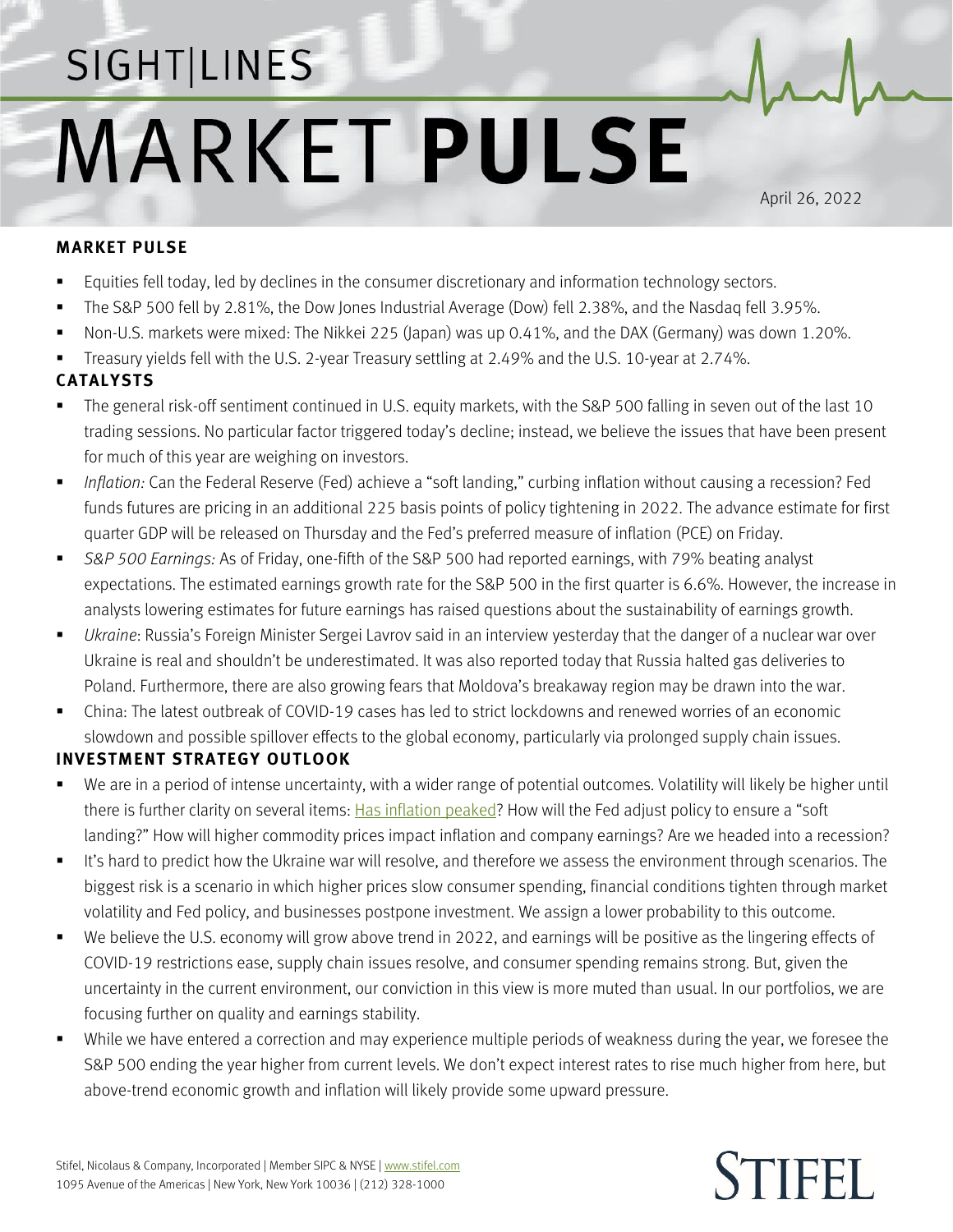# SIGHT|LINES MARKET PULSE

April 26, 2022

## MARKET PULSE

- Equities fell today, led by declines in the consumer discretionary and information technology sectors.
- The S&P 500 fell by 2.81%, the Dow Jones Industrial Average (Dow) fell 2.38%, and the Nasdaq fell 3.95%.
- Non-U.S. markets were mixed: The Nikkei 225 (Japan) was up 0.41%, and the DAX (Germany) was down 1.20%.
- Treasury yields fell with the U.S. 2-year Treasury settling at 2.49% and the U.S. 10-year at 2.74%.

## CATALYSTS

- The general risk-off sentiment continued in U.S. equity markets, with the S&P 500 falling in seven out of the last 10 trading sessions. No particular factor triggered today's decline; instead, we believe the issues that have been present for much of this year are weighing on investors.
- *Inflation:* Can the Federal Reserve (Fed) achieve a "soft landing," curbing inflation without causing a recession? Fed funds futures are pricing in an additional 225 basis points of policy tightening in 2022. The advance estimate for first quarter GDP will be released on Thursday and the Fed's preferred measure of inflation (PCE) on Friday.
- *S&P 500 Earnings:* As of Friday, one-fifth of the S&P 500 had reported earnings, with 79% beating analyst expectations. The estimated earnings growth rate for the S&P 500 in the first quarter is 6.6%. However, the increase in analysts lowering estimates for future earnings has raised questions about the sustainability of earnings growth.
- *Ukraine*: Russia's Foreign Minister Sergei Lavrov said in an interview yesterday that the danger of a nuclear war over Ukraine is real and shouldn't be underestimated. It was also reported today that Russia halted gas deliveries to Poland. Furthermore, there are also growing fears that Moldova's breakaway region may be drawn into the war.
- China: The latest outbreak of COVID-19 cases has led to strict lockdowns and renewed worries of an economic slowdown and possible spillover effects to the global economy, particularly via prolonged supply chain issues.

## INVESTMENT STRATEGY OUTLOOK

- We are in a period of intense uncertainty, with a wider range of potential outcomes. Volatility will likely be higher until there is further clarity on several items: Has inflation peaked? How will the Fed adjust policy to ensure a "soft landing?" How will higher commodity prices impact inflation and company earnings? Are we headed into a recession?
- It's hard to predict how the Ukraine war will resolve, and therefore we assess the environment through scenarios. The biggest risk is a scenario in which higher prices slow consumer spending, financial conditions tighten through market volatility and Fed policy, and businesses postpone investment. We assign a lower probability to this outcome.
- We believe the U.S. economy will grow above trend in 2022, and earnings will be positive as the lingering effects of COVID-19 restrictions ease, supply chain issues resolve, and consumer spending remains strong. But, given the uncertainty in the current environment, our conviction in this view is more muted than usual. In our portfolios, we are focusing further on quality and earnings stability.
- While we have entered a correction and may experience multiple periods of weakness during the year, we foresee the S&P 500 ending the year higher from current levels. We don't expect interest rates to rise much higher from here, but above-trend economic growth and inflation will likely provide some upward pressure.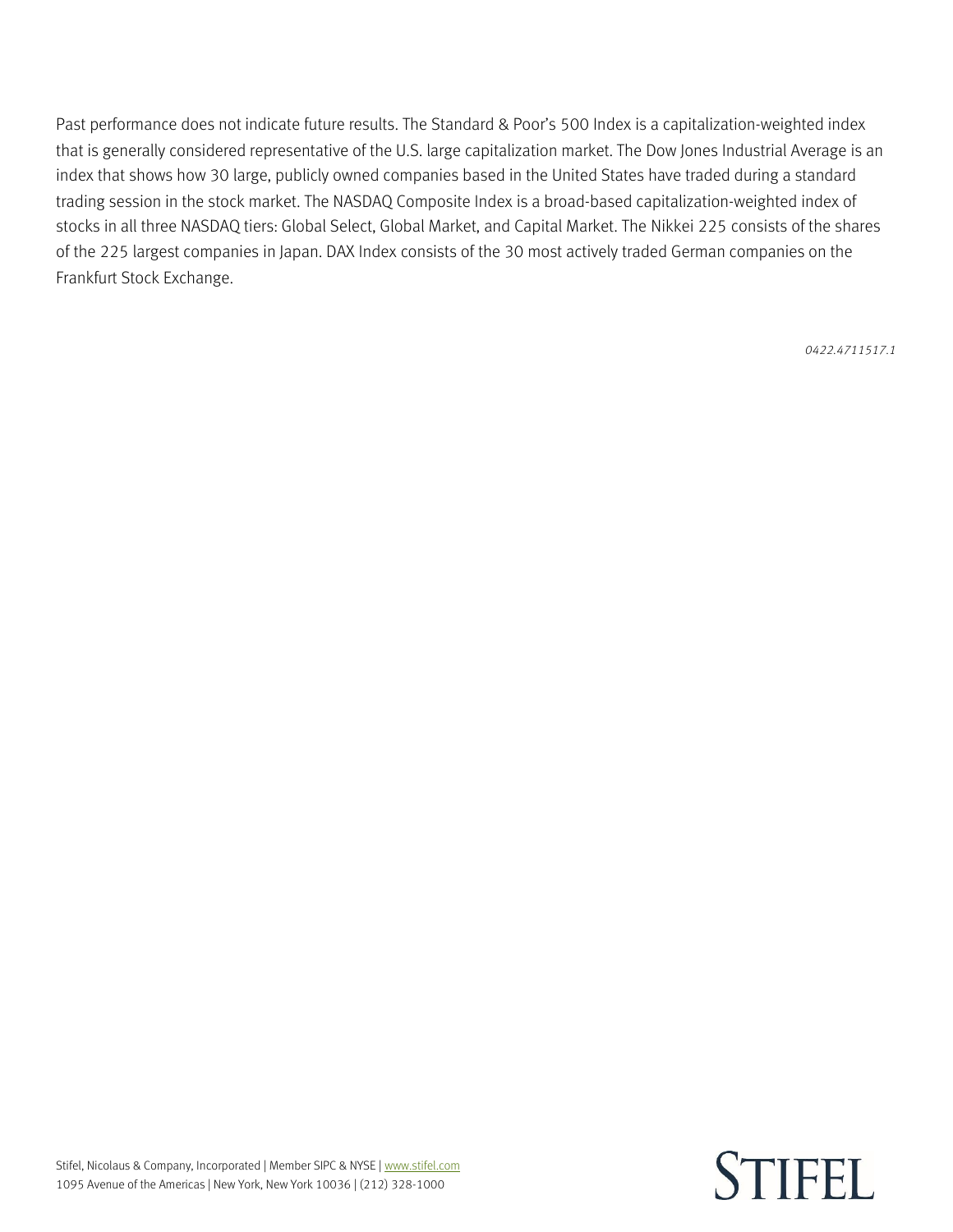Past performance does not indicate future results. The Standard & Poor's 500 Index is a capitalization-weighted index that is generally considered representative of the U.S. large capitalization market. The Dow Jones Industrial Average is an index that shows how 30 large, publicly owned companies based in the United States have traded during a standard trading session in the stock market. The NASDAQ Composite Index is a broad-based capitalization-weighted index of stocks in all three NASDAQ tiers: Global Select, Global Market, and Capital Market. The Nikkei 225 consists of the shares of the 225 largest companies in Japan. DAX Index consists of the 30 most actively traded German companies on the Frankfurt Stock Exchange.

*0422.4711517.1*

Stifel, Nicolaus & Company, Incorporated | Member SIPC & NYSE | www.stifel.com
1095 Avenue of the Americas | New York, New York 10036 | (212) 328-1000

STIFEL